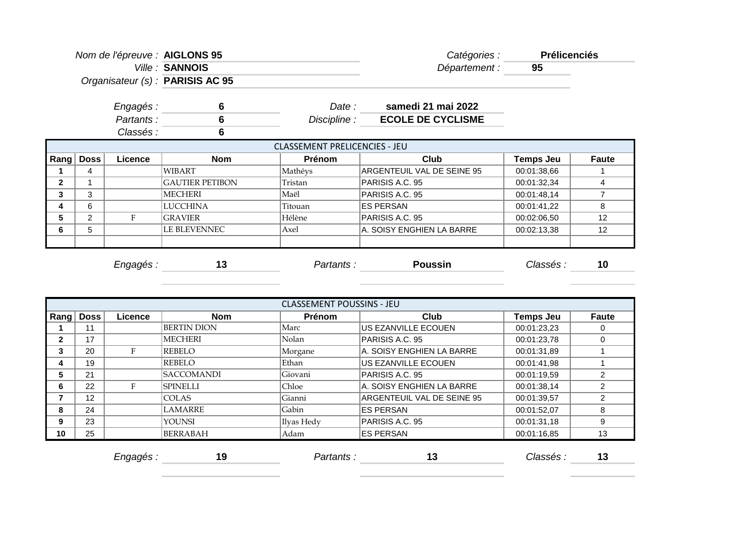*Nom de l'épreuve :* **AIGLONS 95**  
*Ville :* **SANNOIS**  
*Organisateur (s) :* **PARISIS AC 95**

*Catégories :* **Prélicenciés**  
*Département :* **95**

*Engagés :* **6**  
*Partants :* **6**  
*Classés :* **6**

*Date :* **samedi 21 mai 2022**  
*Discipline :* **ECOLE DE CYCLISME**

| CLASSEMENT PRELICENCIES - JEU | | | | | | | |
|---|---|---|---|---|---|---|---|
| **Rang** | **Doss** | **Licence** | **Nom** | **Prénom** | **Club** | **Temps Jeu** | **Faute** |
| **1** | 4 | | WIBART | Mathéys | ARGENTEUIL VAL DE SEINE 95 | 00:01:38,66 | 1 |
| **2** | 1 | | GAUTIER PETIBON | Tristan | PARISIS A.C. 95 | 00:01:32,34 | 4 |
| **3** | 3 | | MECHERI | Maël | PARISIS A.C. 95 | 00:01:48,14 | 7 |
| **4** | 6 | | LUCCHINA | Titouan | ES PERSAN | 00:01:41,22 | 8 |
| **5** | 2 | F | GRAVIER | Hélène | PARISIS A.C. 95 | 00:02:06,50 | 12 |
| **6** | 5 | | LE BLEVENNEC | Axel | A. SOISY ENGHIEN LA BARRE | 00:02:13,38 | 12 |
| | | | | | | | |

*Engagés :* **13** *Partants :* **Poussin** *Classés :* **10**

| CLASSEMENT POUSSINS - JEU | | | | | | | |
|---|---|---|---|---|---|---|---|
| **Rang** | **Doss** | **Licence** | **Nom** | **Prénom** | **Club** | **Temps Jeu** | **Faute** |
| **1** | 11 | | BERTIN DION | Marc | US EZANVILLE ECOUEN | 00:01:23,23 | 0 |
| **2** | 17 | | MECHERI | Nolan | PARISIS A.C. 95 | 00:01:23,78 | 0 |
| **3** | 20 | F | REBELO | Morgane | A. SOISY ENGHIEN LA BARRE | 00:01:31,89 | 1 |
| **4** | 19 | | REBELO | Ethan | US EZANVILLE ECOUEN | 00:01:41,98 | 1 |
| **5** | 21 | | SACCOMANDI | Giovani | PARISIS A.C. 95 | 00:01:19,59 | 2 |
| **6** | 22 | F | SPINELLI | Chloe | A. SOISY ENGHIEN LA BARRE | 00:01:38,14 | 2 |
| **7** | 12 | | COLAS | Gianni | ARGENTEUIL VAL DE SEINE 95 | 00:01:39,57 | 2 |
| **8** | 24 | | LAMARRE | Gabin | ES PERSAN | 00:01:52,07 | 8 |
| **9** | 23 | | YOUNSI | Ilyas Hedy | PARISIS A.C. 95 | 00:01:31,18 | 9 |
| **10** | 25 | | BERRABAH | Adam | ES PERSAN | 00:01:16,85 | 13 |

*Engagés :* **19** *Partants :* **13** *Classés :* **13**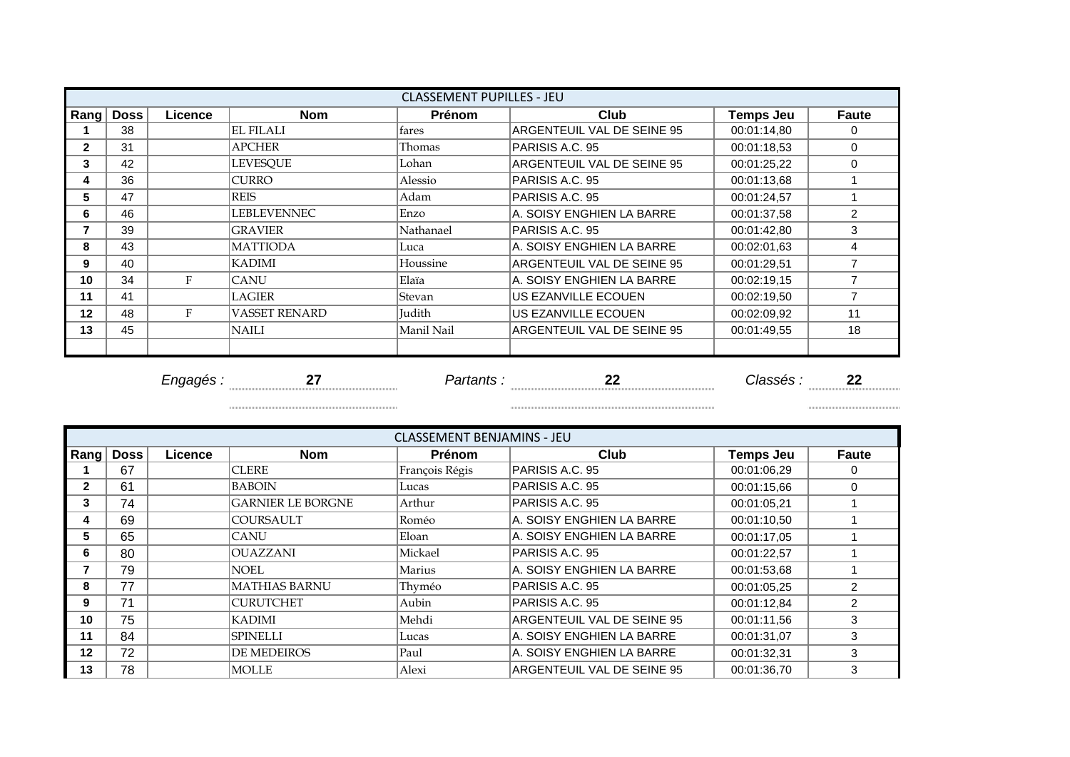| CLASSEMENT PUPILLES - JEU | | | | | | | |
|---|---|---|---|---|---|---|---|
| **Rang** | **Doss** | **Licence** | **Nom** | **Prénom** | **Club** | **Temps Jeu** | **Faute** |
| **1** | 38 | | EL FILALI | fares | ARGENTEUIL VAL DE SEINE 95 | 00:01:14,80 | 0 |
| **2** | 31 | | APCHER | Thomas | PARISIS A.C. 95 | 00:01:18,53 | 0 |
| **3** | 42 | | LEVESQUE | Lohan | ARGENTEUIL VAL DE SEINE 95 | 00:01:25,22 | 0 |
| **4** | 36 | | CURRO | Alessio | PARISIS A.C. 95 | 00:01:13,68 | 1 |
| **5** | 47 | | REIS | Adam | PARISIS A.C. 95 | 00:01:24,57 | 1 |
| **6** | 46 | | LEBLEVENNEC | Enzo | A. SOISY ENGHIEN LA BARRE | 00:01:37,58 | 2 |
| **7** | 39 | | GRAVIER | Nathanael | PARISIS A.C. 95 | 00:01:42,80 | 3 |
| **8** | 43 | | MATTIODA | Luca | A. SOISY ENGHIEN LA BARRE | 00:02:01,63 | 4 |
| **9** | 40 | | KADIMI | Houssine | ARGENTEUIL VAL DE SEINE 95 | 00:01:29,51 | 7 |
| **10** | 34 | F | CANU | Elaïa | A. SOISY ENGHIEN LA BARRE | 00:02:19,15 | 7 |
| **11** | 41 | | LAGIER | Stevan | US EZANVILLE ECOUEN | 00:02:19,50 | 7 |
| **12** | 48 | F | VASSET RENARD | Judith | US EZANVILLE ECOUEN | 00:02:09,92 | 11 |
| **13** | 45 | | NAILI | Manil Nail | ARGENTEUIL VAL DE SEINE 95 | 00:01:49,55 | 18 |
| | | | | | | | |

*Engagés :* **27** *Partants :* **22** *Classés :* **22**

| CLASSEMENT BENJAMINS - JEU | | | | | | | |
|---|---|---|---|---|---|---|---|
| **Rang** | **Doss** | **Licence** | **Nom** | **Prénom** | **Club** | **Temps Jeu** | **Faute** |
| **1** | 67 | | CLERE | François Régis | PARISIS A.C. 95 | 00:01:06,29 | 0 |
| **2** | 61 | | BABOIN | Lucas | PARISIS A.C. 95 | 00:01:15,66 | 0 |
| **3** | 74 | | GARNIER LE BORGNE | Arthur | PARISIS A.C. 95 | 00:01:05,21 | 1 |
| **4** | 69 | | COURSAULT | Roméo | A. SOISY ENGHIEN LA BARRE | 00:01:10,50 | 1 |
| **5** | 65 | | CANU | Eloan | A. SOISY ENGHIEN LA BARRE | 00:01:17,05 | 1 |
| **6** | 80 | | OUAZZANI | Mickael | PARISIS A.C. 95 | 00:01:22,57 | 1 |
| **7** | 79 | | NOEL | Marius | A. SOISY ENGHIEN LA BARRE | 00:01:53,68 | 1 |
| **8** | 77 | | MATHIAS BARNU | Thyméo | PARISIS A.C. 95 | 00:01:05,25 | 2 |
| **9** | 71 | | CURUTCHET | Aubin | PARISIS A.C. 95 | 00:01:12,84 | 2 |
| **10** | 75 | | KADIMI | Mehdi | ARGENTEUIL VAL DE SEINE 95 | 00:01:11,56 | 3 |
| **11** | 84 | | SPINELLI | Lucas | A. SOISY ENGHIEN LA BARRE | 00:01:31,07 | 3 |
| **12** | 72 | | DE MEDEIROS | Paul | A. SOISY ENGHIEN LA BARRE | 00:01:32,31 | 3 |
| **13** | 78 | | MOLLE | Alexi | ARGENTEUIL VAL DE SEINE 95 | 00:01:36,70 | 3 |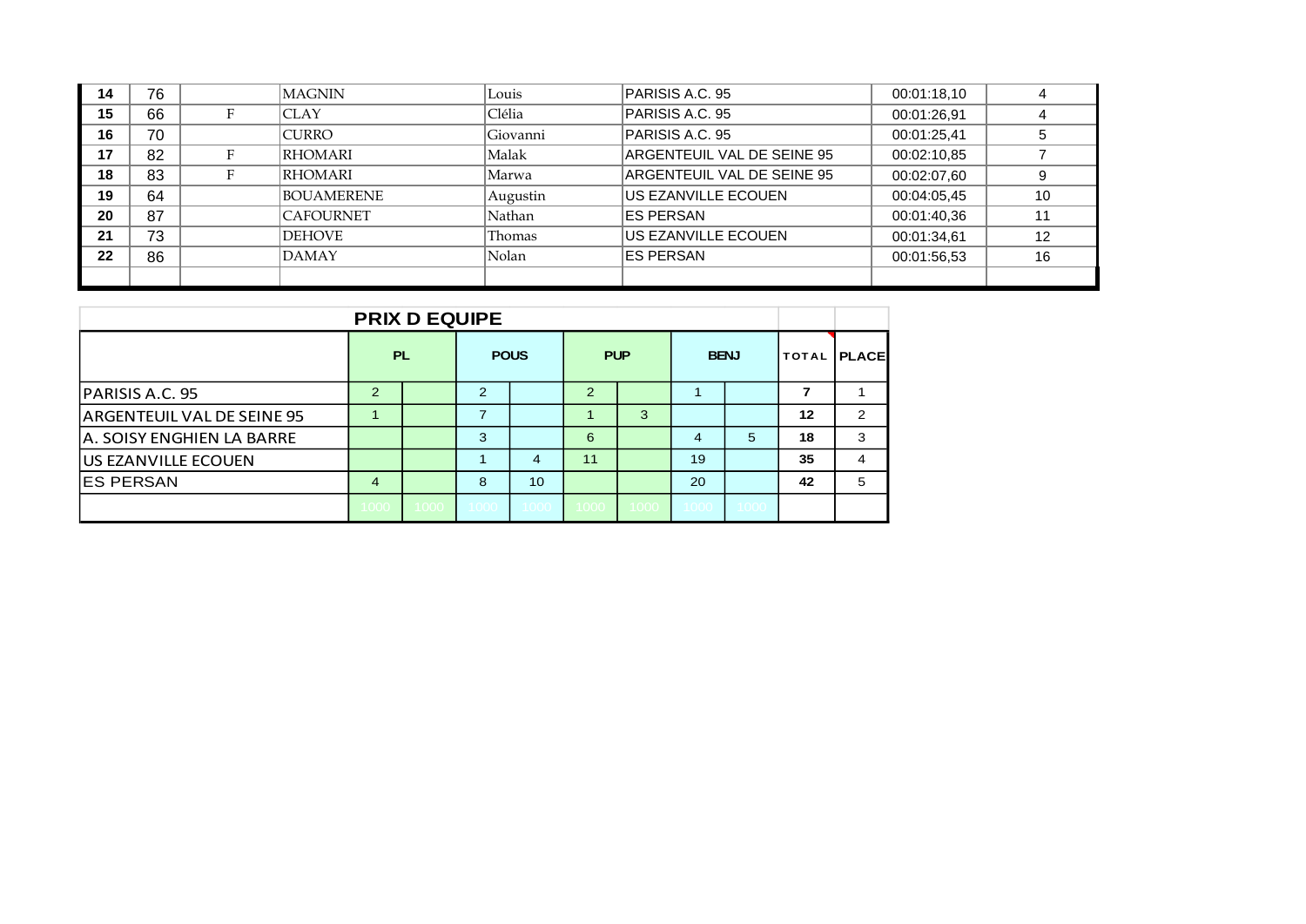| 14 | 76 | | MAGNIN | Louis | PARISIS A.C. 95 | 00:01:18,10 | 4 |
|---|---|---|---|---|---|---|---|
| 15 | 66 | F | CLAY | Clélia | PARISIS A.C. 95 | 00:01:26,91 | 4 |
| 16 | 70 | | CURRO | Giovanni | PARISIS A.C. 95 | 00:01:25,41 | 5 |
| 17 | 82 | F | RHOMARI | Malak | ARGENTEUIL VAL DE SEINE 95 | 00:02:10,85 | 7 |
| 18 | 83 | F | RHOMARI | Marwa | ARGENTEUIL VAL DE SEINE 95 | 00:02:07,60 | 9 |
| 19 | 64 | | BOUAMERENE | Augustin | US EZANVILLE ECOUEN | 00:04:05,45 | 10 |
| 20 | 87 | | CAFOURNET | Nathan | ES PERSAN | 00:01:40,36 | 11 |
| 21 | 73 | | DEHOVE | Thomas | US EZANVILLE ECOUEN | 00:01:34,61 | 12 |
| 22 | 86 | | DAMAY | Nolan | ES PERSAN | 00:01:56,53 | 16 |
| | | | | | | | |

## PRIX D EQUIPE

| | PL | | POUS | | PUP | | BENJ | | TOTAL | PLACE |
|---|---|---|---|---|---|---|---|---|---|---|
| PARISIS A.C. 95 | 2 | | 2 | | 2 | | 1 | | 7 | 1 |
| ARGENTEUIL VAL DE SEINE 95 | 1 | | 7 | | 1 | 3 | | | 12 | 2 |
| A. SOISY ENGHIEN LA BARRE | | | 3 | | 6 | | 4 | 5 | 18 | 3 |
| US EZANVILLE ECOUEN | | | 1 | 4 | 11 | | 19 | | 35 | 4 |
| ES PERSAN | 4 | | 8 | 10 | | | 20 | | 42 | 5 |
| | 1000 | 1000 | 1000 | 1000 | 1000 | 1000 | 1000 | 1000 | | |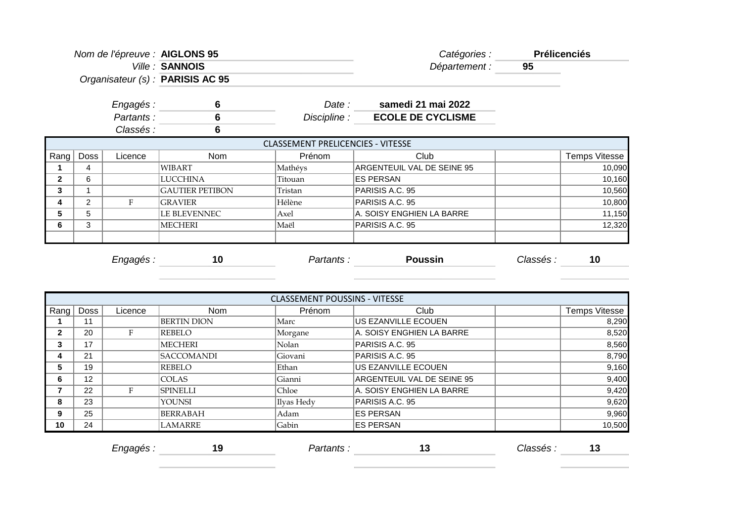*Nom de l'épreuve :* **AIGLONS 95**
*Ville :* **SANNOIS**
*Organisateur (s) :* **PARISIS AC 95**

*Catégories :* **Prélicenciés**
*Département :* **95**

*Engagés :* **6**
*Partants :* **6**
*Classés :* **6**

*Date :* **samedi 21 mai 2022**
*Discipline :* **ECOLE DE CYCLISME**

| CLASSEMENT PRELICENCIES - VITESSE | | | | | | | |
|---|---|---|---|---|---|---|---|
| Rang | Doss | Licence | Nom | Prénom | Club | | Temps Vitesse |
| **1** | 4 | | WIBART | Mathéys | ARGENTEUIL VAL DE SEINE 95 | | 10,090 |
| **2** | 6 | | LUCCHINA | Titouan | ES PERSAN | | 10,160 |
| **3** | 1 | | GAUTIER PETIBON | Tristan | PARISIS A.C. 95 | | 10,560 |
| **4** | 2 | F | GRAVIER | Hélène | PARISIS A.C. 95 | | 10,800 |
| **5** | 5 | | LE BLEVENNEC | Axel | A. SOISY ENGHIEN LA BARRE | | 11,150 |
| **6** | 3 | | MECHERI | Maël | PARISIS A.C. 95 | | 12,320 |
| | | | | | | | |

*Engagés :* **10** *Partants :* **Poussin** *Classés :* **10**

| CLASSEMENT POUSSINS - VITESSE | | | | | | | |
|---|---|---|---|---|---|---|---|
| Rang | Doss | Licence | Nom | Prénom | Club | | Temps Vitesse |
| **1** | 11 | | BERTIN DION | Marc | US EZANVILLE ECOUEN | | 8,290 |
| **2** | 20 | F | REBELO | Morgane | A. SOISY ENGHIEN LA BARRE | | 8,520 |
| **3** | 17 | | MECHERI | Nolan | PARISIS A.C. 95 | | 8,560 |
| **4** | 21 | | SACCOMANDI | Giovani | PARISIS A.C. 95 | | 8,790 |
| **5** | 19 | | REBELO | Ethan | US EZANVILLE ECOUEN | | 9,160 |
| **6** | 12 | | COLAS | Gianni | ARGENTEUIL VAL DE SEINE 95 | | 9,400 |
| **7** | 22 | F | SPINELLI | Chloe | A. SOISY ENGHIEN LA BARRE | | 9,420 |
| **8** | 23 | | YOUNSI | Ilyas Hedy | PARISIS A.C. 95 | | 9,620 |
| **9** | 25 | | BERRABAH | Adam | ES PERSAN | | 9,960 |
| **10** | 24 | | LAMARRE | Gabin | ES PERSAN | | 10,500 |

*Engagés :* **19** *Partants :* **13** *Classés :* **13**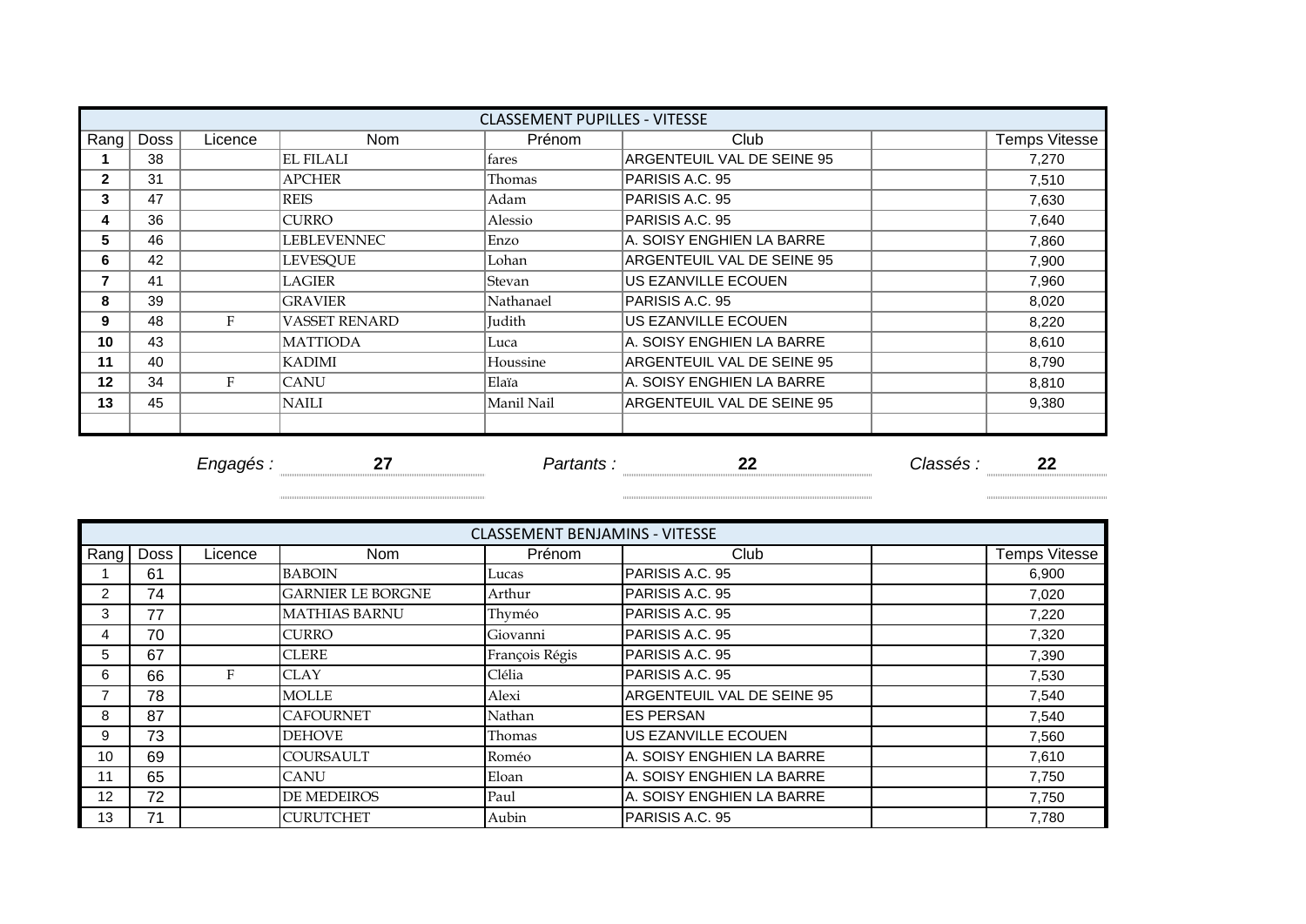| CLASSEMENT PUPILLES - VITESSE | | | | | | | |
|---|---|---|---|---|---|---|---|
| Rang | Doss | Licence | Nom | Prénom | Club | | Temps Vitesse |
| **1** | 38 | | EL FILALI | fares | ARGENTEUIL VAL DE SEINE 95 | | 7,270 |
| **2** | 31 | | APCHER | Thomas | PARISIS A.C. 95 | | 7,510 |
| **3** | 47 | | REIS | Adam | PARISIS A.C. 95 | | 7,630 |
| **4** | 36 | | CURRO | Alessio | PARISIS A.C. 95 | | 7,640 |
| **5** | 46 | | LEBLEVENNEC | Enzo | A. SOISY ENGHIEN LA BARRE | | 7,860 |
| **6** | 42 | | LEVESQUE | Lohan | ARGENTEUIL VAL DE SEINE 95 | | 7,900 |
| **7** | 41 | | LAGIER | Stevan | US EZANVILLE ECOUEN | | 7,960 |
| **8** | 39 | | GRAVIER | Nathanael | PARISIS A.C. 95 | | 8,020 |
| **9** | 48 | F | VASSET RENARD | Judith | US EZANVILLE ECOUEN | | 8,220 |
| **10** | 43 | | MATTIODA | Luca | A. SOISY ENGHIEN LA BARRE | | 8,610 |
| **11** | 40 | | KADIMI | Houssine | ARGENTEUIL VAL DE SEINE 95 | | 8,790 |
| **12** | 34 | F | CANU | Elaïa | A. SOISY ENGHIEN LA BARRE | | 8,810 |
| **13** | 45 | | NAILI | Manil Nail | ARGENTEUIL VAL DE SEINE 95 | | 9,380 |
| | | | | | | | |

*Engagés :* **27** *Partants :* **22** *Classés :* **22**

| CLASSEMENT BENJAMINS - VITESSE | | | | | | | |
|---|---|---|---|---|---|---|---|
| Rang | Doss | Licence | Nom | Prénom | Club | | Temps Vitesse |
| 1 | 61 | | BABOIN | Lucas | PARISIS A.C. 95 | | 6,900 |
| 2 | 74 | | GARNIER LE BORGNE | Arthur | PARISIS A.C. 95 | | 7,020 |
| 3 | 77 | | MATHIAS BARNU | Thyméo | PARISIS A.C. 95 | | 7,220 |
| 4 | 70 | | CURRO | Giovanni | PARISIS A.C. 95 | | 7,320 |
| 5 | 67 | | CLERE | François Régis | PARISIS A.C. 95 | | 7,390 |
| 6 | 66 | F | CLAY | Clélia | PARISIS A.C. 95 | | 7,530 |
| 7 | 78 | | MOLLE | Alexi | ARGENTEUIL VAL DE SEINE 95 | | 7,540 |
| 8 | 87 | | CAFOURNET | Nathan | ES PERSAN | | 7,540 |
| 9 | 73 | | DEHOVE | Thomas | US EZANVILLE ECOUEN | | 7,560 |
| 10 | 69 | | COURSAULT | Roméo | A. SOISY ENGHIEN LA BARRE | | 7,610 |
| 11 | 65 | | CANU | Eloan | A. SOISY ENGHIEN LA BARRE | | 7,750 |
| 12 | 72 | | DE MEDEIROS | Paul | A. SOISY ENGHIEN LA BARRE | | 7,750 |
| 13 | 71 | | CURUTCHET | Aubin | PARISIS A.C. 95 | | 7,780 |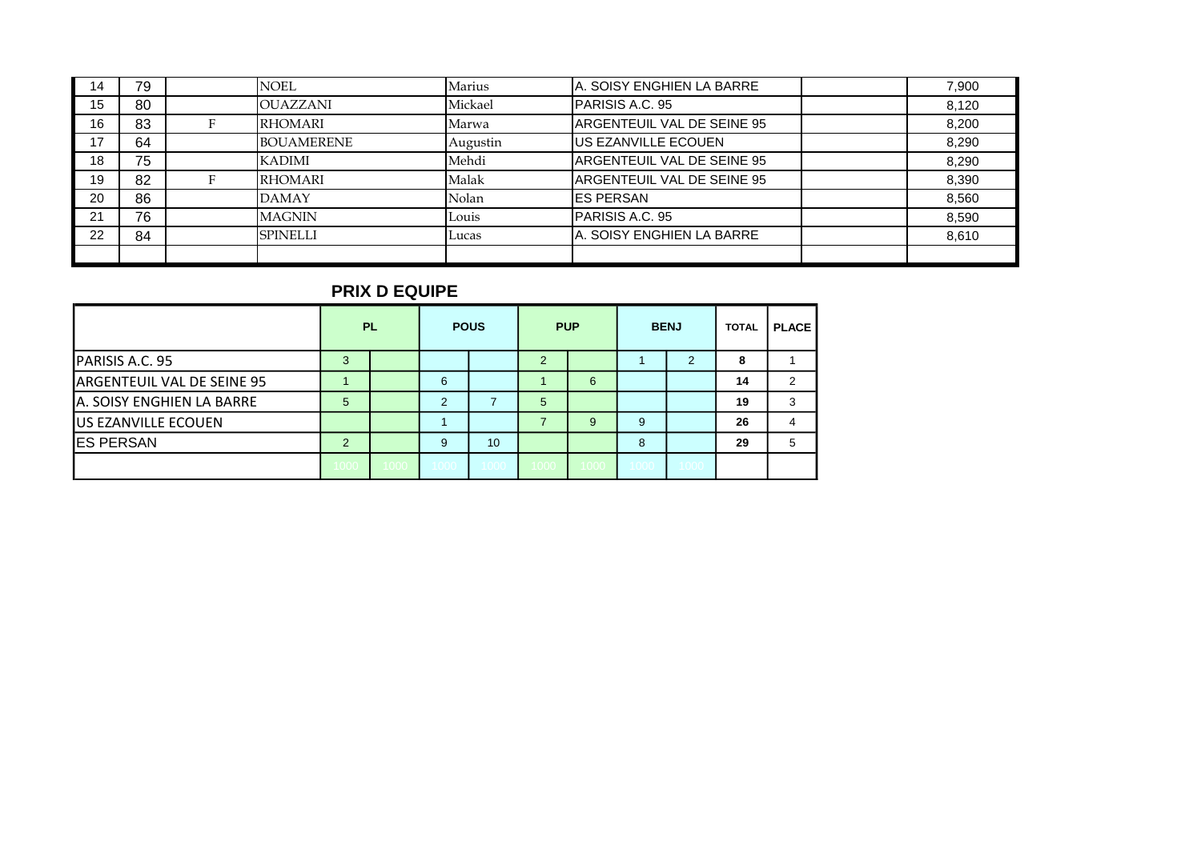| 14 | 79 | | NOEL | Marius | A. SOISY ENGHIEN LA BARRE | | 7,900 |
|---|---|---|---|---|---|---|---|
| 15 | 80 | | OUAZZANI | Mickael | PARISIS A.C. 95 | | 8,120 |
| 16 | 83 | F | RHOMARI | Marwa | ARGENTEUIL VAL DE SEINE 95 | | 8,200 |
| 17 | 64 | | BOUAMERENE | Augustin | US EZANVILLE ECOUEN | | 8,290 |
| 18 | 75 | | KADIMI | Mehdi | ARGENTEUIL VAL DE SEINE 95 | | 8,290 |
| 19 | 82 | F | RHOMARI | Malak | ARGENTEUIL VAL DE SEINE 95 | | 8,390 |
| 20 | 86 | | DAMAY | Nolan | ES PERSAN | | 8,560 |
| 21 | 76 | | MAGNIN | Louis | PARISIS A.C. 95 | | 8,590 |
| 22 | 84 | | SPINELLI | Lucas | A. SOISY ENGHIEN LA BARRE | | 8,610 |
| | | | | | | | |

## PRIX D EQUIPE

| | PL | | POUS | | PUP | | BENJ | | TOTAL | PLACE |
|---|---|---|---|---|---|---|---|---|---|---|
| PARISIS A.C. 95 | 3 | | | | 2 | | 1 | 2 | **8** | 1 |
| ARGENTEUIL VAL DE SEINE 95 | 1 | | 6 | | 1 | 6 | | | **14** | 2 |
| A. SOISY ENGHIEN LA BARRE | 5 | | 2 | 7 | 5 | | | | **19** | 3 |
| US EZANVILLE ECOUEN | | | 1 | | 7 | 9 | 9 | | **26** | 4 |
| ES PERSAN | 2 | | 9 | 10 | | | 8 | | **29** | 5 |
| | 1000 | 1000 | 1000 | 1000 | 1000 | 1000 | 1000 | 1000 | | |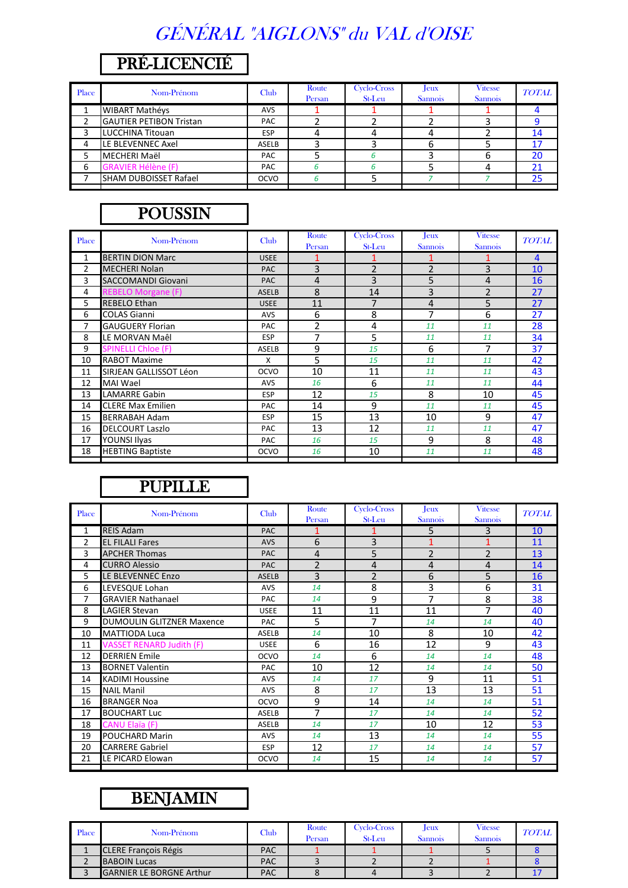# GÉNÉRAL "AIGLONS" du VAL d'OISE

## PRÉ-LICENCIÉ

| Place | Nom-Prénom | Club | Route Persan | Cyclo-Cross St-Leu | Jeux Sannois | Vitesse Sannois | TOTAL |
|---|---|---|---|---|---|---|---|
| 1 | WIBART Mathéys | AVS | 1 | 1 | 1 | 1 | 4 |
| 2 | GAUTIER PETIBON Tristan | PAC | 2 | 2 | 2 | 3 | 9 |
| 3 | LUCCHINA Titouan | ESP | 4 | 4 | 4 | 2 | 14 |
| 4 | LE BLEVENNEC Axel | ASELB | 3 | 3 | 6 | 5 | 17 |
| 5 | MECHERI Maël | PAC | 5 | 6 | 3 | 6 | 20 |
| 6 | GRAVIER Hélène (F) | PAC | 6 | 6 | 5 | 4 | 21 |
| 7 | SHAM DUBOISSET Rafael | OCVO | 6 | 5 | 7 | 7 | 25 |

## POUSSIN

| Place | Nom-Prénom | Club | Route Persan | Cyclo-Cross St-Leu | Jeux Sannois | Vitesse Sannois | TOTAL |
|---|---|---|---|---|---|---|---|
| 1 | BERTIN DION Marc | USEE | 1 | 1 | 1 | 1 | 4 |
| 2 | MECHERI Nolan | PAC | 3 | 2 | 2 | 3 | 10 |
| 3 | SACCOMANDI Giovani | PAC | 4 | 3 | 5 | 4 | 16 |
| 4 | REBELO Morgane (F) | ASELB | 8 | 14 | 3 | 2 | 27 |
| 5 | REBELO Ethan | USEE | 11 | 7 | 4 | 5 | 27 |
| 6 | COLAS Gianni | AVS | 6 | 8 | 7 | 6 | 27 |
| 7 | GAUGUERY Florian | PAC | 2 | 4 | 11 | 11 | 28 |
| 8 | LE MORVAN Maêl | ESP | 7 | 5 | 11 | 11 | 34 |
| 9 | SPINELLI Chloe (F) | ASELB | 9 | 15 | 6 | 7 | 37 |
| 10 | RABOT Maxime | X | 5 | 15 | 11 | 11 | 42 |
| 11 | SIRJEAN GALLISSOT Léon | OCVO | 10 | 11 | 11 | 11 | 43 |
| 12 | MAI Wael | AVS | 16 | 6 | 11 | 11 | 44 |
| 13 | LAMARRE Gabin | ESP | 12 | 15 | 8 | 10 | 45 |
| 14 | CLERE Max Emilien | PAC | 14 | 9 | 11 | 11 | 45 |
| 15 | BERRABAH Adam | ESP | 15 | 13 | 10 | 9 | 47 |
| 16 | DELCOURT Laszlo | PAC | 13 | 12 | 11 | 11 | 47 |
| 17 | YOUNSI Ilyas | PAC | 16 | 15 | 9 | 8 | 48 |
| 18 | HEBTING Baptiste | OCVO | 16 | 10 | 11 | 11 | 48 |

## PUPILLE

| Place | Nom-Prénom | Club | Route Persan | Cyclo-Cross St-Leu | Jeux Sannois | Vitesse Sannois | TOTAL |
|---|---|---|---|---|---|---|---|
| 1 | REIS Adam | PAC | 1 | 1 | 5 | 3 | 10 |
| 2 | EL FILALI Fares | AVS | 6 | 3 | 1 | 1 | 11 |
| 3 | APCHER Thomas | PAC | 4 | 5 | 2 | 2 | 13 |
| 4 | CURRO Alessio | PAC | 2 | 4 | 4 | 4 | 14 |
| 5 | LE BLEVENNEC Enzo | ASELB | 3 | 2 | 6 | 5 | 16 |
| 6 | LEVESQUE Lohan | AVS | 14 | 8 | 3 | 6 | 31 |
| 7 | GRAVIER Nathanael | PAC | 14 | 9 | 7 | 8 | 38 |
| 8 | LAGIER Stevan | USEE | 11 | 11 | 11 | 7 | 40 |
| 9 | DUMOULIN GLITZNER Maxence | PAC | 5 | 7 | 14 | 14 | 40 |
| 10 | MATTIODA Luca | ASELB | 14 | 10 | 8 | 10 | 42 |
| 11 | VASSET RENARD Judith (F) | USEE | 6 | 16 | 12 | 9 | 43 |
| 12 | DERRIEN Emile | OCVO | 14 | 6 | 14 | 14 | 48 |
| 13 | BORNET Valentin | PAC | 10 | 12 | 14 | 14 | 50 |
| 14 | KADIMI Houssine | AVS | 14 | 17 | 9 | 11 | 51 |
| 15 | NAIL Manil | AVS | 8 | 17 | 13 | 13 | 51 |
| 16 | BRANGER Noa | OCVO | 9 | 14 | 14 | 14 | 51 |
| 17 | BOUCHART Luc | ASELB | 7 | 17 | 14 | 14 | 52 |
| 18 | CANU Elaïa (F) | ASELB | 14 | 17 | 10 | 12 | 53 |
| 19 | POUCHARD Marin | AVS | 14 | 13 | 14 | 14 | 55 |
| 20 | CARRERE Gabriel | ESP | 12 | 17 | 14 | 14 | 57 |
| 21 | LE PICARD Elowan | OCVO | 14 | 15 | 14 | 14 | 57 |

## BENJAMIN

| Place | Nom-Prénom | Club | Route Persan | Cyclo-Cross St-Leu | Jeux Sannois | Vitesse Sannois | TOTAL |
|---|---|---|---|---|---|---|---|
| 1 | CLERE François Régis | PAC | 1 | 1 | 1 | 5 | 8 |
| 2 | BABOIN Lucas | PAC | 3 | 2 | 2 | 1 | 8 |
| 3 | GARNIER LE BORGNE Arthur | PAC | 8 | 4 | 3 | 2 | 17 |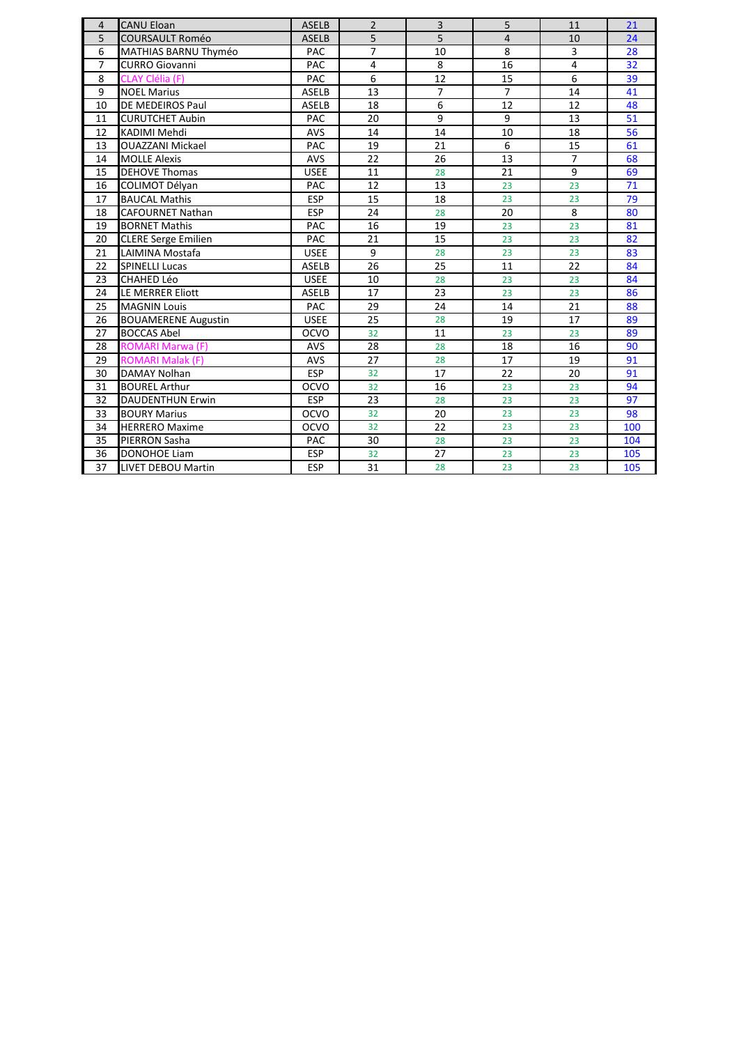| | | | | | | | |
|---|---|---|---|---|---|---|---|
| 4 | CANU Eloan | ASELB | 2 | 3 | 5 | 11 | 21 |
| 5 | COURSAULT Roméo | ASELB | 5 | 5 | 4 | 10 | 24 |
| 6 | MATHIAS BARNU Thyméo | PAC | 7 | 10 | 8 | 3 | 28 |
| 7 | CURRO Giovanni | PAC | 4 | 8 | 16 | 4 | 32 |
| 8 | CLAY Clélia (F) | PAC | 6 | 12 | 15 | 6 | 39 |
| 9 | NOEL Marius | ASELB | 13 | 7 | 7 | 14 | 41 |
| 10 | DE MEDEIROS Paul | ASELB | 18 | 6 | 12 | 12 | 48 |
| 11 | CURUTCHET Aubin | PAC | 20 | 9 | 9 | 13 | 51 |
| 12 | KADIMI Mehdi | AVS | 14 | 14 | 10 | 18 | 56 |
| 13 | OUAZZANI Mickael | PAC | 19 | 21 | 6 | 15 | 61 |
| 14 | MOLLE Alexis | AVS | 22 | 26 | 13 | 7 | 68 |
| 15 | DEHOVE Thomas | USEE | 11 | 28 | 21 | 9 | 69 |
| 16 | COLIMOT Délyan | PAC | 12 | 13 | 23 | 23 | 71 |
| 17 | BAUCAL Mathis | ESP | 15 | 18 | 23 | 23 | 79 |
| 18 | CAFOURNET Nathan | ESP | 24 | 28 | 20 | 8 | 80 |
| 19 | BORNET Mathis | PAC | 16 | 19 | 23 | 23 | 81 |
| 20 | CLERE Serge Emilien | PAC | 21 | 15 | 23 | 23 | 82 |
| 21 | LAIMINA Mostafa | USEE | 9 | 28 | 23 | 23 | 83 |
| 22 | SPINELLI Lucas | ASELB | 26 | 25 | 11 | 22 | 84 |
| 23 | CHAHED Léo | USEE | 10 | 28 | 23 | 23 | 84 |
| 24 | LE MERRER Eliott | ASELB | 17 | 23 | 23 | 23 | 86 |
| 25 | MAGNIN Louis | PAC | 29 | 24 | 14 | 21 | 88 |
| 26 | BOUAMERENE Augustin | USEE | 25 | 28 | 19 | 17 | 89 |
| 27 | BOCCAS Abel | OCVO | 32 | 11 | 23 | 23 | 89 |
| 28 | ROMARI Marwa (F) | AVS | 28 | 28 | 18 | 16 | 90 |
| 29 | ROMARI Malak (F) | AVS | 27 | 28 | 17 | 19 | 91 |
| 30 | DAMAY Nolhan | ESP | 32 | 17 | 22 | 20 | 91 |
| 31 | BOUREL Arthur | OCVO | 32 | 16 | 23 | 23 | 94 |
| 32 | DAUDENTHUN Erwin | ESP | 23 | 28 | 23 | 23 | 97 |
| 33 | BOURY Marius | OCVO | 32 | 20 | 23 | 23 | 98 |
| 34 | HERRERO Maxime | OCVO | 32 | 22 | 23 | 23 | 100 |
| 35 | PIERRON Sasha | PAC | 30 | 28 | 23 | 23 | 104 |
| 36 | DONOHOE Liam | ESP | 32 | 27 | 23 | 23 | 105 |
| 37 | LIVET DEBOU Martin | ESP | 31 | 28 | 23 | 23 | 105 |